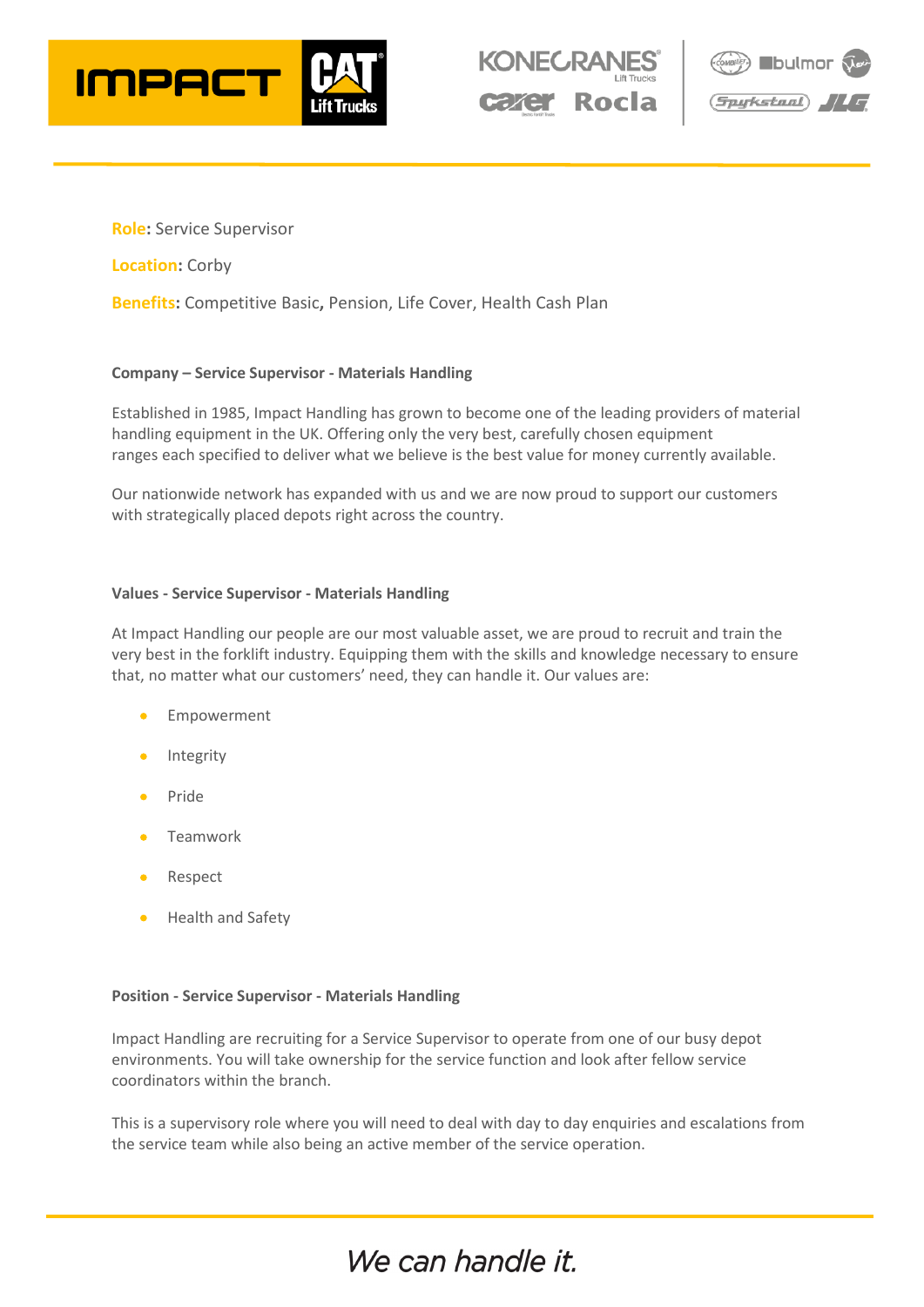**Role**: Service Supervisor

**Location**: Corby

**Benefits**: Competitive Basic, Pension, Life Cover, Health Cash Plan

**Company – Service Supervisor - Materials Handling**

Established in 1985, Impact Handling has grown to become one of the leading providers of material handling equipment in the UK. Offering only the very best, carefully chosen equipment ranges each specified to deliver what we believe is the best value for money currently available.

Our nationwide network has expanded with us and we are now proud to support our customers with strategically placed depots right across the country.

**Values - Service Supervisor - Materials Handling**

At Impact Handling our people are our most valuable asset, we are proud to recruit and train the very best in the forklift industry. Equipping them with the skills and knowledge necessary to ensure that, no matter what our customers' need, they can handle it. Our values are:

- Empowerment
- Integrity
- Pride
- Teamwork
- Respect
- Health and Safety

**Position - Service Supervisor - Materials Handling**

Impact Handling are recruiting for a Service Supervisor to operate from one of our busy depot environments. You will take ownership for the service function and look after fellow service coordinators within the branch.

This is a supervisory role where you will need to deal with day to day enquiries and escalations from the service team while also being an active member of the service operation.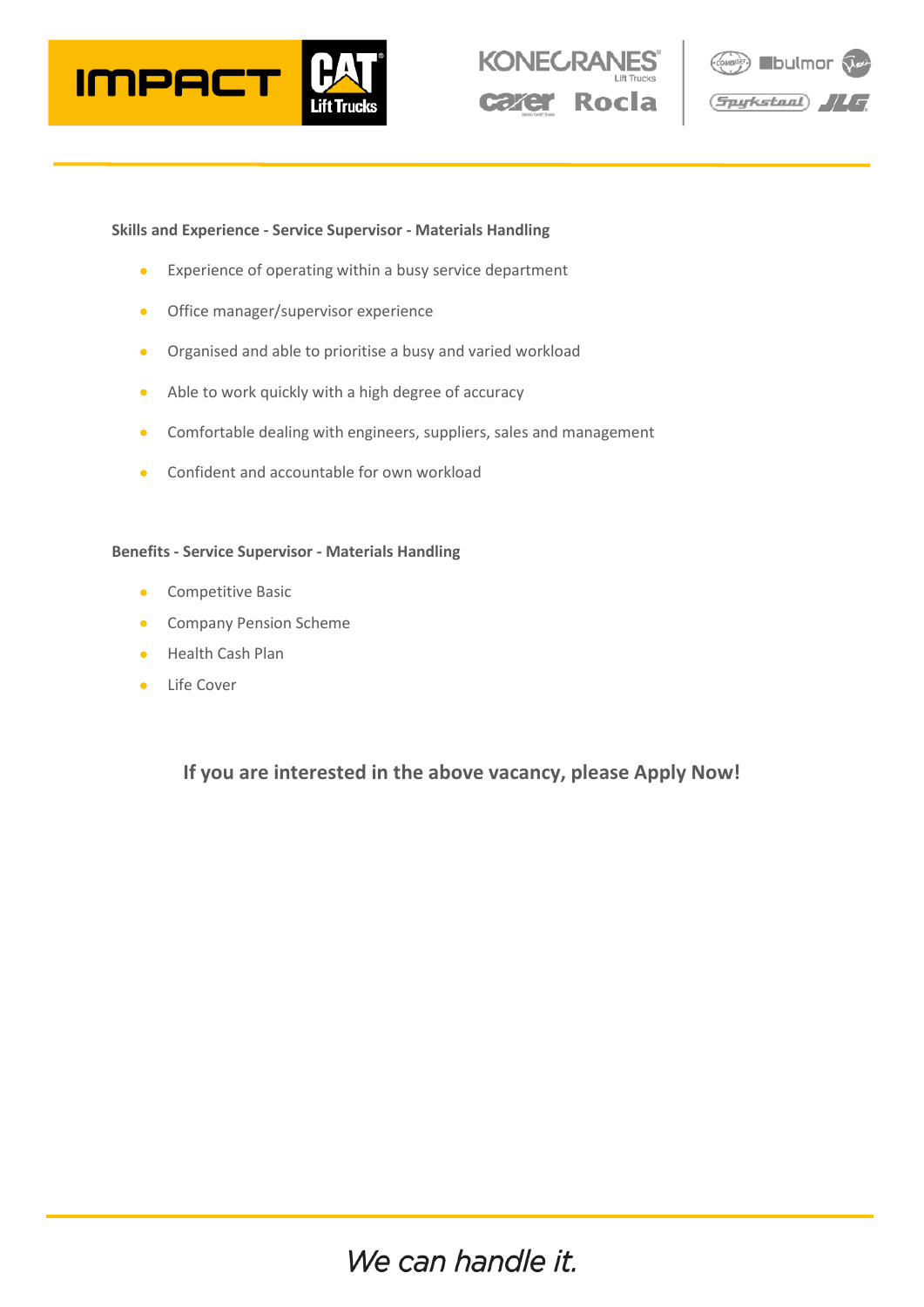**Skills and Experience - Service Supervisor - Materials Handling**

- Experience of operating within a busy service department
- Office manager/supervisor experience
- Organised and able to prioritise a busy and varied workload
- Able to work quickly with a high degree of accuracy
- Comfortable dealing with engineers, suppliers, sales and management
- Confident and accountable for own workload

**Benefits - Service Supervisor - Materials Handling**

- Competitive Basic
- Company Pension Scheme
- Health Cash Plan
- Life Cover

**If you are interested in the above vacancy, please Apply Now!**

*We can handle it.*